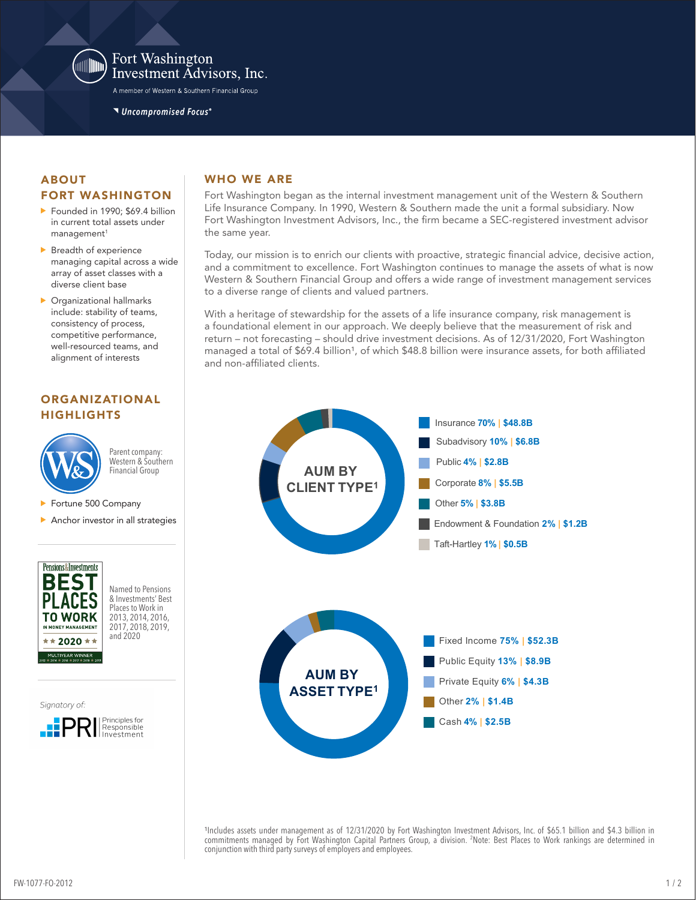Fort Washington Investment Advisors, Inc.

A member of Western & Southern Financial Group

*Uncompromised Focus®*

## ABOUT FORT WASHINGTON

- Founded in 1990; $69.4 billion in current total assets under management[1]
- Breadth of experience managing capital across a wide array of asset classes with a diverse client base
- Organizational hallmarks include: stability of teams, consistency of process, competitive performance, well-resourced teams, and alignment of interests

## WHO WE ARE

Fort Washington began as the internal investment management unit of the Western & Southern Life Insurance Company. In 1990, Western & Southern made the unit a formal subsidiary. Now Fort Washington Investment Advisors, Inc., the firm became a SEC-registered investment advisor the same year.

Today, our mission is to enrich our clients with proactive, strategic financial advice, decisive action, and a commitment to excellence. Fort Washington continues to manage the assets of what is now Western & Southern Financial Group and offers a wide range of investment management services to a diverse range of clients and valued partners.

With a heritage of stewardship for the assets of a life insurance company, risk management is a foundational element in our approach. We deeply believe that the measurement of risk and return – not forecasting – should drive investment decisions. As of 12/31/2020, Fort Washington managed a total of $69.4 billion[1], of which $48.8 billion were insurance assets, for both affiliated and non-affiliated clients.

## ORGANIZATIONAL HIGHLIGHTS

Parent company: Western & Southern Financial Group

- Fortune 500 Company
- Anchor investor in all strategies

Pensions & Investments BEST PLACES TO WORK IN MONEY MANAGEMENT 2020 MULTIYEAR WINNER

Named to Pensions & Investments' Best Places to Work in 2013, 2014, 2016, 2017, 2018, 2019, and 2020

Signatory of: PRI Principles for Responsible Investment

### AUM BY CLIENT TYPE[1]

| Client Type | % | AUM |
|---|---|---|
| Insurance | 70% | $48.8B |
| Subadvisory | 10% | $6.8B |
| Public | 4% | $2.8B |
| Corporate | 8% | $5.5B |
| Other | 5% | $3.8B |
| Endowment & Foundation | 2% | $1.2B |
| Taft-Hartley | 1% | $0.5B |

### AUM BY ASSET TYPE[1]

| Asset Type | % | AUM |
|---|---|---|
| Fixed Income | 75% | $52.3B |
| Public Equity | 13% | $8.9B |
| Private Equity | 6% | $4.3B |
| Other | 2% | $1.4B |
| Cash | 4% | $2.5B |

[1]Includes assets under management as of 12/31/2020 by Fort Washington Investment Advisors, Inc. of $65.1 billion and $4.3 billion in commitments managed by Fort Washington Capital Partners Group, a division. [2]Note: Best Places to Work rankings are determined in conjunction with third party surveys of employers and employees.

FW-1077-FO-2012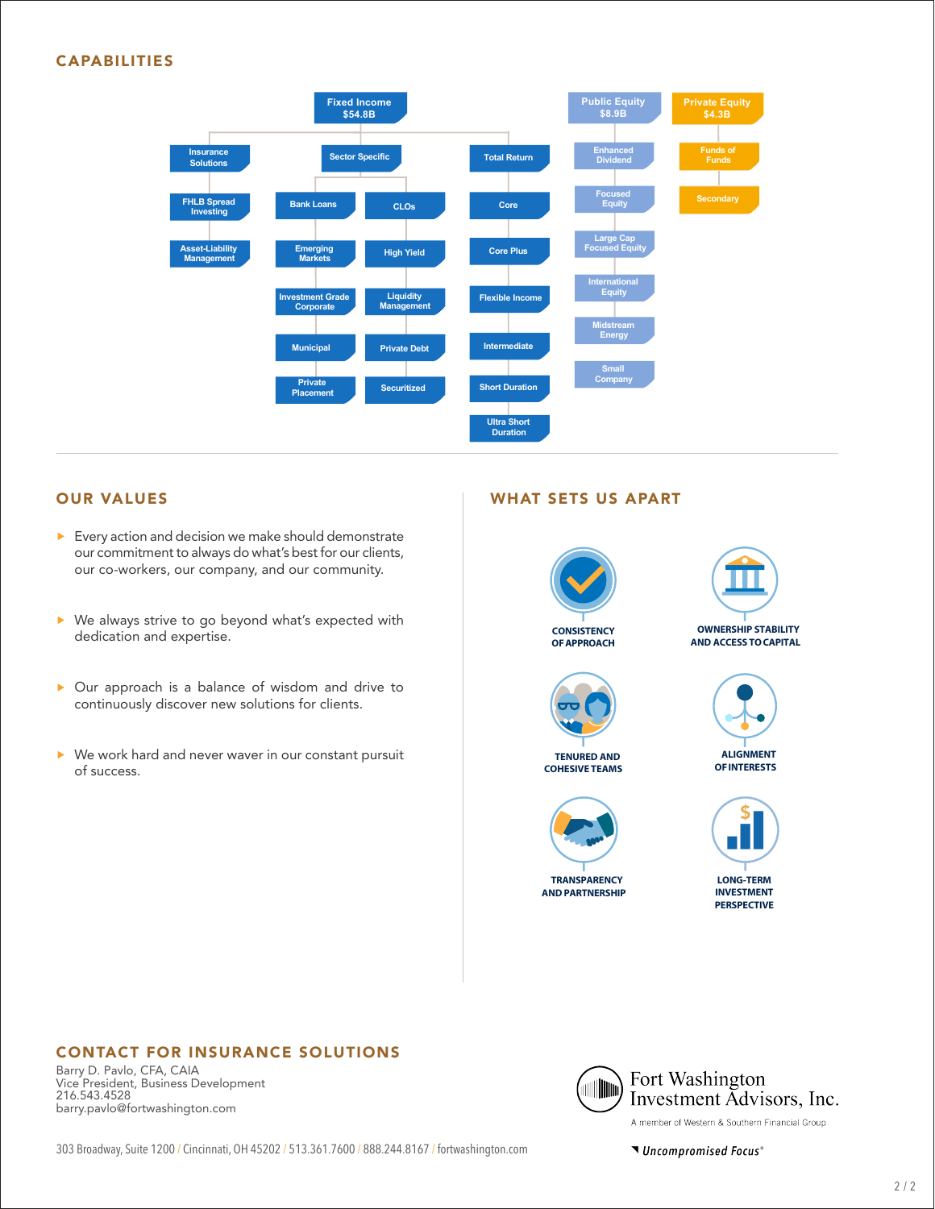## CAPABILITIES

**Fixed Income $54.8B**

- Insurance Solutions
  - FHLB Spread Investing
  - Asset-Liability Management
- Sector Specific
  - Bank Loans
  - CLOs
  - Emerging Markets
  - High Yield
  - Investment Grade Corporate
  - Liquidity Management
  - Municipal
  - Private Debt
  - Private Placement
  - Securitized
- Total Return
  - Core
  - Core Plus
  - Flexible Income
  - Intermediate
  - Short Duration
  - Ultra Short Duration

**Public Equity $8.9B**

- Enhanced Dividend
- Focused Equity
- Large Cap Focused Equity
- International Equity
- Midstream Energy
- Small Company

**Private Equity $4.3B**

- Funds of Funds
- Secondary

## OUR VALUES

- Every action and decision we make should demonstrate our commitment to always do what's best for our clients, our co-workers, our company, and our community.
- We always strive to go beyond what's expected with dedication and expertise.
- Our approach is a balance of wisdom and drive to continuously discover new solutions for clients.
- We work hard and never waver in our constant pursuit of success.

## WHAT SETS US APART

- CONSISTENCY OF APPROACH
- OWNERSHIP STABILITY AND ACCESS TO CAPITAL
- TENURED AND COHESIVE TEAMS
- ALIGNMENT OF INTERESTS
- TRANSPARENCY AND PARTNERSHIP
- LONG-TERM INVESTMENT PERSPECTIVE

## CONTACT FOR INSURANCE SOLUTIONS

Barry D. Pavlo, CFA, CAIA
Vice President, Business Development
216.543.4528
barry.pavlo@fortwashington.com

Fort Washington Investment Advisors, Inc.
A member of Western & Southern Financial Group

*Uncompromised Focus®*

303 Broadway, Suite 1200 / Cincinnati, OH 45202 / 513.361.7600 / 888.244.8167 / fortwashington.com